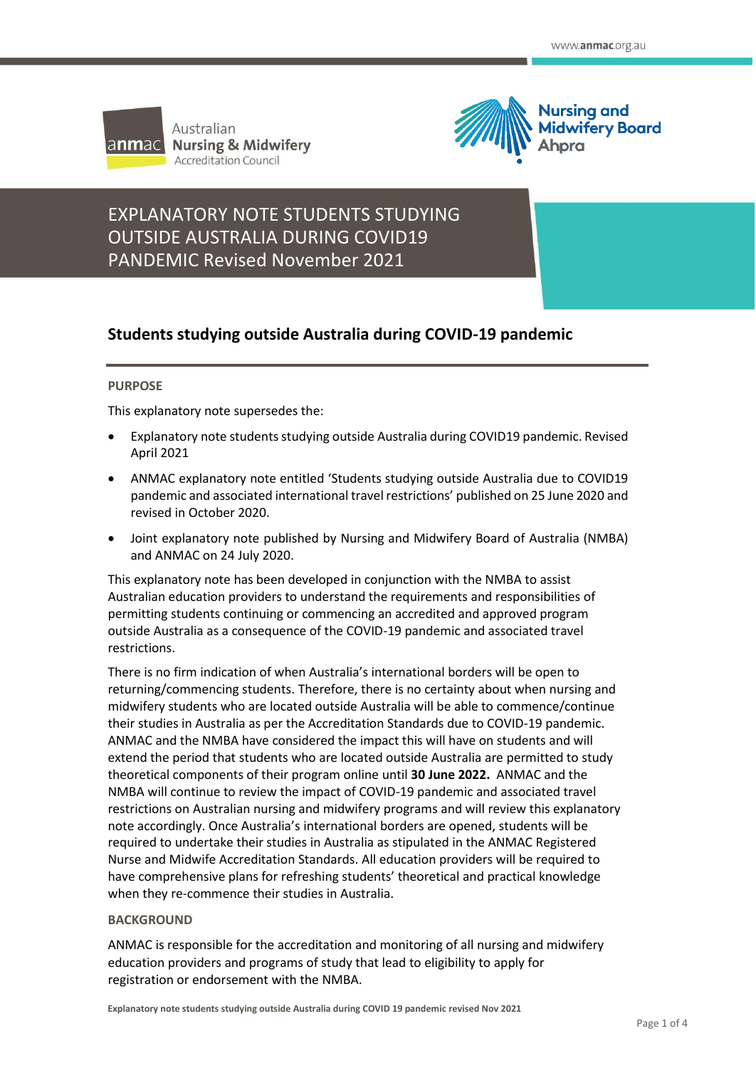# EXPLANATORY NOTE STUDENTS STUDYING OUTSIDE AUSTRALIA DURING COVID19 PANDEMIC Revised November 2021

## Students studying outside Australia during COVID-19 pandemic

### PURPOSE

This explanatory note supersedes the:

- Explanatory note students studying outside Australia during COVID19 pandemic. Revised April 2021
- ANMAC explanatory note entitled 'Students studying outside Australia due to COVID19 pandemic and associated international travel restrictions' published on 25 June 2020 and revised in October 2020.
- Joint explanatory note published by Nursing and Midwifery Board of Australia (NMBA) and ANMAC on 24 July 2020.

This explanatory note has been developed in conjunction with the NMBA to assist Australian education providers to understand the requirements and responsibilities of permitting students continuing or commencing an accredited and approved program outside Australia as a consequence of the COVID-19 pandemic and associated travel restrictions.

There is no firm indication of when Australia's international borders will be open to returning/commencing students. Therefore, there is no certainty about when nursing and midwifery students who are located outside Australia will be able to commence/continue their studies in Australia as per the Accreditation Standards due to COVID-19 pandemic. ANMAC and the NMBA have considered the impact this will have on students and will extend the period that students who are located outside Australia are permitted to study theoretical components of their program online until **30 June 2022.** ANMAC and the NMBA will continue to review the impact of COVID-19 pandemic and associated travel restrictions on Australian nursing and midwifery programs and will review this explanatory note accordingly. Once Australia's international borders are opened, students will be required to undertake their studies in Australia as stipulated in the ANMAC Registered Nurse and Midwife Accreditation Standards. All education providers will be required to have comprehensive plans for refreshing students' theoretical and practical knowledge when they re-commence their studies in Australia.

### BACKGROUND

ANMAC is responsible for the accreditation and monitoring of all nursing and midwifery education providers and programs of study that lead to eligibility to apply for registration or endorsement with the NMBA.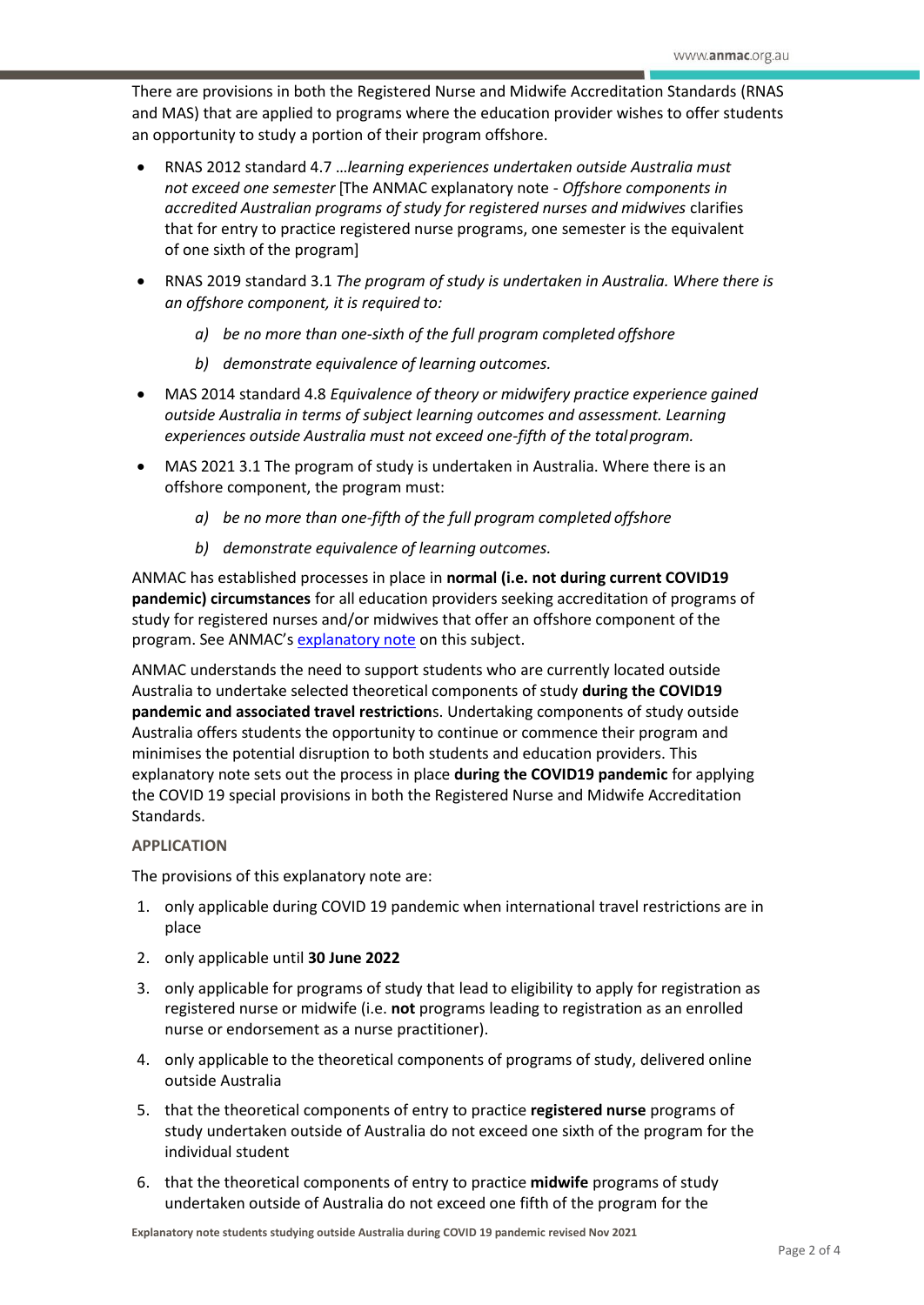There are provisions in both the Registered Nurse and Midwife Accreditation Standards (RNAS and MAS) that are applied to programs where the education provider wishes to offer students an opportunity to study a portion of their program offshore.

- RNAS 2012 standard 4.7 …*learning experiences undertaken outside Australia must not exceed one semester* [The ANMAC explanatory note - *Offshore components in accredited Australian programs of study for registered nurses and midwives* clarifies that for entry to practice registered nurse programs, one semester is the equivalent of one sixth of the program]
- RNAS 2019 standard 3.1 *The program of study is undertaken in Australia. Where there is an offshore component, it is required to:*
    - *a) be no more than one-sixth of the full program completed offshore*
    - *b) demonstrate equivalence of learning outcomes.*
- MAS 2014 standard 4.8 *Equivalence of theory or midwifery practice experience gained outside Australia in terms of subject learning outcomes and assessment. Learning experiences outside Australia must not exceed one-fifth of the total program.*
- MAS 2021 3.1 The program of study is undertaken in Australia. Where there is an offshore component, the program must:
    - *a) be no more than one-fifth of the full program completed offshore*
    - *b) demonstrate equivalence of learning outcomes.*

ANMAC has established processes in place in **normal (i.e. not during current COVID19 pandemic) circumstances** for all education providers seeking accreditation of programs of study for registered nurses and/or midwives that offer an offshore component of the program. See ANMAC's explanatory note on this subject.

ANMAC understands the need to support students who are currently located outside Australia to undertake selected theoretical components of study **during the COVID19 pandemic and associated travel restriction**s. Undertaking components of study outside Australia offers students the opportunity to continue or commence their program and minimises the potential disruption to both students and education providers. This explanatory note sets out the process in place **during the COVID19 pandemic** for applying the COVID 19 special provisions in both the Registered Nurse and Midwife Accreditation Standards.

## APPLICATION

The provisions of this explanatory note are:

1. only applicable during COVID 19 pandemic when international travel restrictions are in place
2. only applicable until **30 June 2022**
3. only applicable for programs of study that lead to eligibility to apply for registration as registered nurse or midwife (i.e. **not** programs leading to registration as an enrolled nurse or endorsement as a nurse practitioner).
4. only applicable to the theoretical components of programs of study, delivered online outside Australia
5. that the theoretical components of entry to practice **registered nurse** programs of study undertaken outside of Australia do not exceed one sixth of the program for the individual student
6. that the theoretical components of entry to practice **midwife** programs of study undertaken outside of Australia do not exceed one fifth of the program for the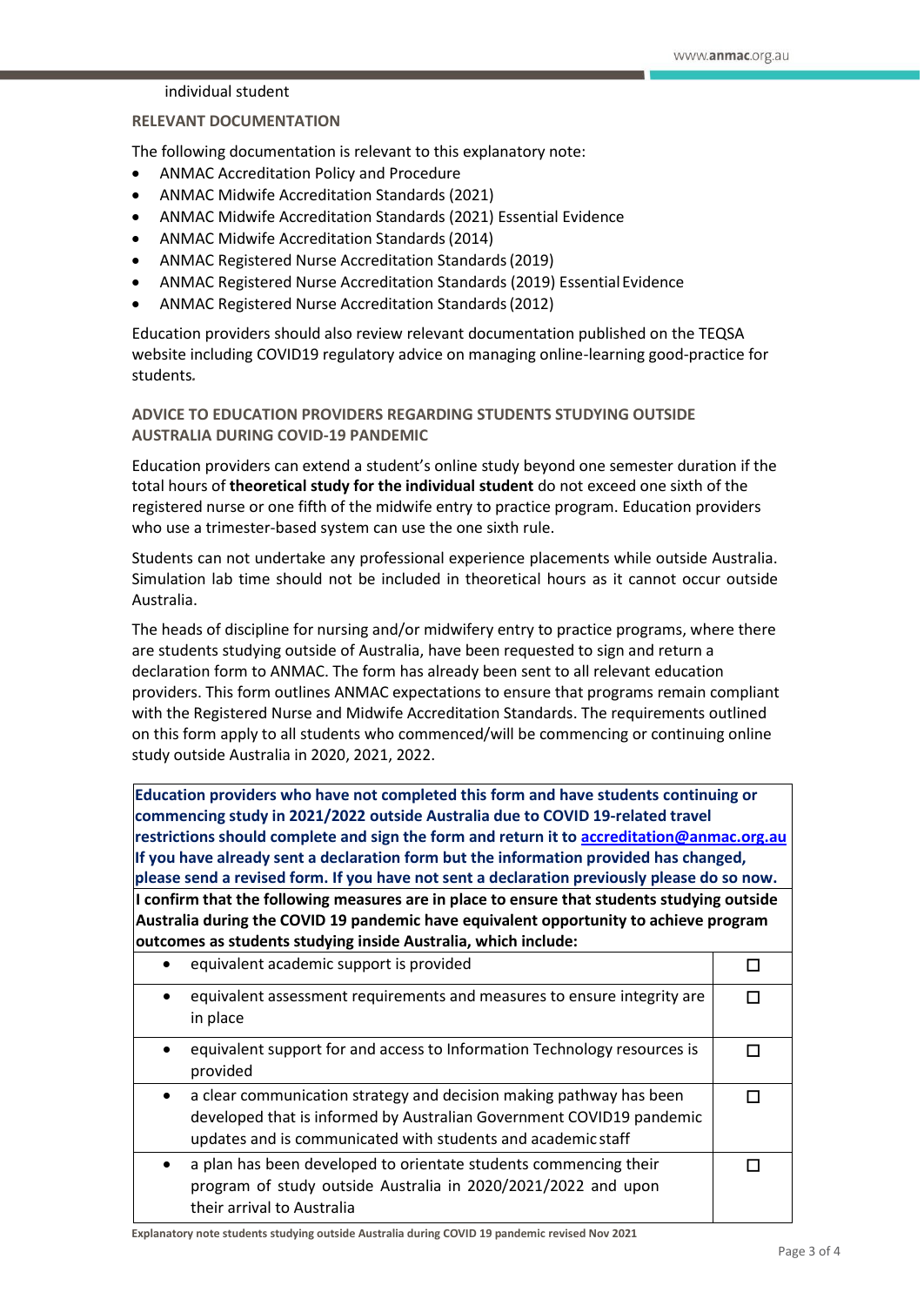individual student

## RELEVANT DOCUMENTATION

The following documentation is relevant to this explanatory note:

- ANMAC Accreditation Policy and Procedure
- ANMAC Midwife Accreditation Standards (2021)
- ANMAC Midwife Accreditation Standards (2021) Essential Evidence
- ANMAC Midwife Accreditation Standards (2014)
- ANMAC Registered Nurse Accreditation Standards (2019)
- ANMAC Registered Nurse Accreditation Standards (2019) Essential Evidence
- ANMAC Registered Nurse Accreditation Standards (2012)

Education providers should also review relevant documentation published on the TEQSA website including COVID19 regulatory advice on managing online-learning good-practice for students*.*

## ADVICE TO EDUCATION PROVIDERS REGARDING STUDENTS STUDYING OUTSIDE AUSTRALIA DURING COVID-19 PANDEMIC

Education providers can extend a student's online study beyond one semester duration if the total hours of **theoretical study for the individual student** do not exceed one sixth of the registered nurse or one fifth of the midwife entry to practice program. Education providers who use a trimester-based system can use the one sixth rule.

Students can not undertake any professional experience placements while outside Australia. Simulation lab time should not be included in theoretical hours as it cannot occur outside Australia.

The heads of discipline for nursing and/or midwifery entry to practice programs, where there are students studying outside of Australia, have been requested to sign and return a declaration form to ANMAC. The form has already been sent to all relevant education providers. This form outlines ANMAC expectations to ensure that programs remain compliant with the Registered Nurse and Midwife Accreditation Standards. The requirements outlined on this form apply to all students who commenced/will be commencing or continuing online study outside Australia in 2020, 2021, 2022.

**Education providers who have not completed this form and have students continuing or commencing study in 2021/2022 outside Australia due to COVID 19-related travel restrictions should complete and sign the form and return it to [accreditation@anmac.org.au](mailto:accreditation@anmac.org.au) If you have already sent a declaration form but the information provided has changed, please send a revised form. If you have not sent a declaration previously please do so now.**

**I confirm that the following measures are in place to ensure that students studying outside Australia during the COVID 19 pandemic have equivalent opportunity to achieve program outcomes as students studying inside Australia, which include:**

| Measure | |
|---|---|
| • equivalent academic support is provided | ☐ |
| • equivalent assessment requirements and measures to ensure integrity are in place | ☐ |
| • equivalent support for and access to Information Technology resources is provided | ☐ |
| • a clear communication strategy and decision making pathway has been developed that is informed by Australian Government COVID19 pandemic updates and is communicated with students and academic staff | ☐ |
| • a plan has been developed to orientate students commencing their program of study outside Australia in 2020/2021/2022 and upon their arrival to Australia | ☐ |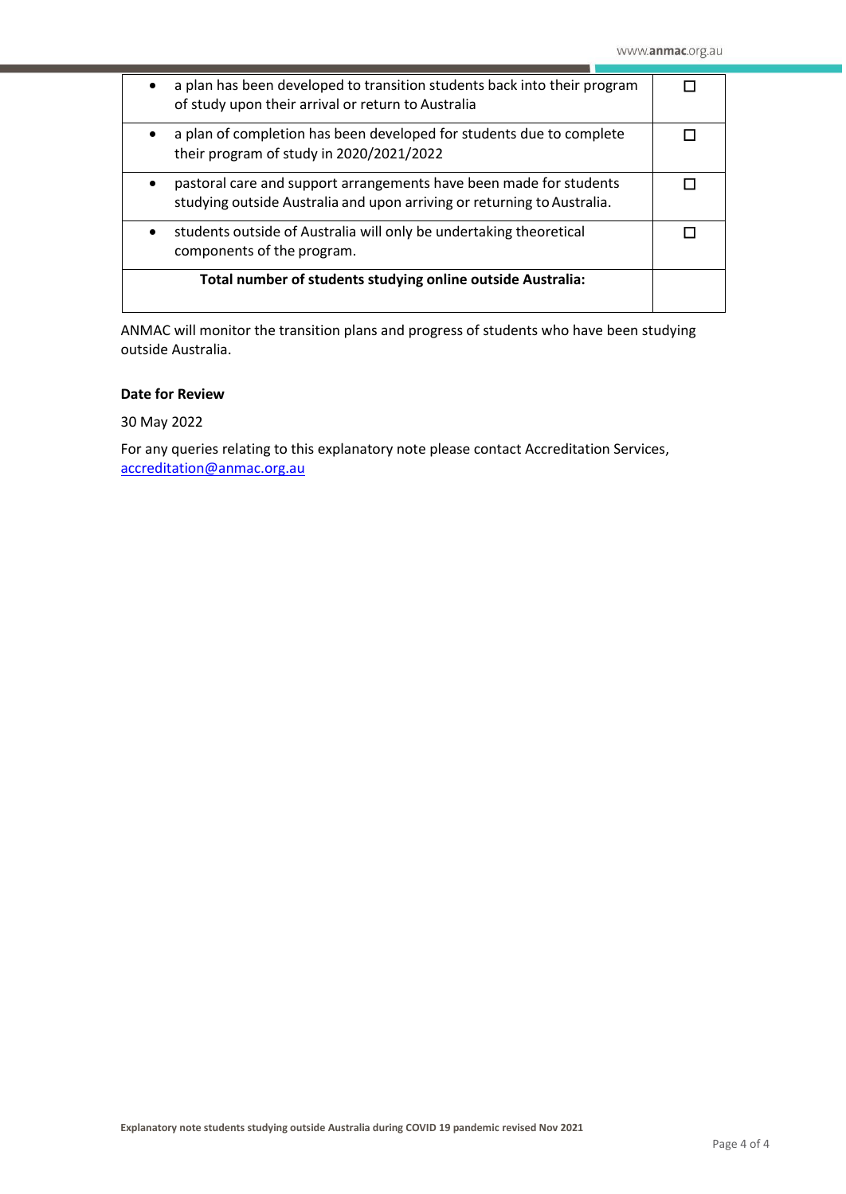| | |
|---|---|
| • a plan has been developed to transition students back into their program of study upon their arrival or return to Australia | ☐ |
| • a plan of completion has been developed for students due to complete their program of study in 2020/2021/2022 | ☐ |
| • pastoral care and support arrangements have been made for students studying outside Australia and upon arriving or returning to Australia. | ☐ |
| • students outside of Australia will only be undertaking theoretical components of the program. | ☐ |
| **Total number of students studying online outside Australia:** | |

ANMAC will monitor the transition plans and progress of students who have been studying outside Australia.

**Date for Review**

30 May 2022

For any queries relating to this explanatory note please contact Accreditation Services, accreditation@anmac.org.au